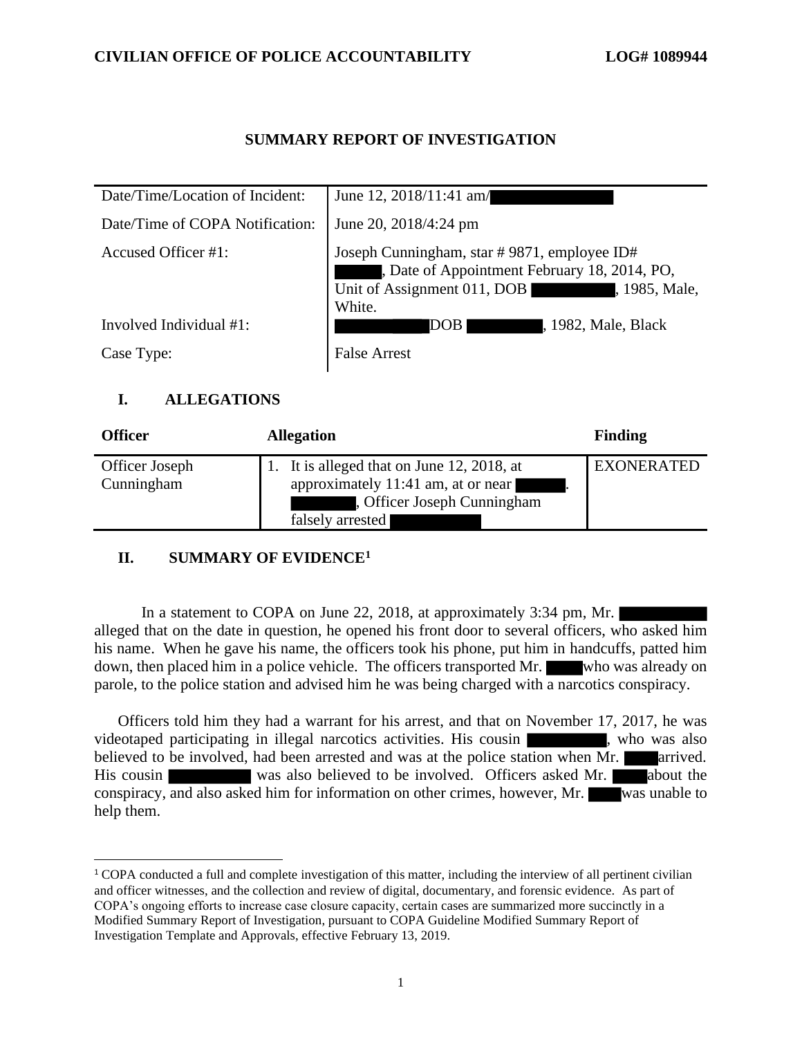CIVILIAN OFFICE OF POLICE ACCOUNTABILITY LOG# 1089944

# SUMMARY REPORT OF INVESTIGATION

| | |
|---|---|
| Date/Time/Location of Incident: | June 12, 2018/11:41 am/ |
| Date/Time of COPA Notification: | June 20, 2018/4:24 pm |
| Accused Officer #1: | Joseph Cunningham, star # 9871, employee ID# , Date of Appointment February 18, 2014, PO, Unit of Assignment 011, DOB , 1985, Male, White. |
| Involved Individual #1: | DOB , 1982, Male, Black |
| Case Type: | False Arrest |

## I. ALLEGATIONS

| Officer | Allegation | Finding |
|---|---|---|
| Officer Joseph Cunningham | 1. It is alleged that on June 12, 2018, at approximately 11:41 am, at or near . , Officer Joseph Cunningham falsely arrested | EXONERATED |

## II. SUMMARY OF EVIDENCE[1]

In a statement to COPA on June 22, 2018, at approximately 3:34 pm, Mr. alleged that on the date in question, he opened his front door to several officers, who asked him his name. When he gave his name, the officers took his phone, put him in handcuffs, patted him down, then placed him in a police vehicle. The officers transported Mr. who was already on parole, to the police station and advised him he was being charged with a narcotics conspiracy.

Officers told him they had a warrant for his arrest, and that on November 17, 2017, he was videotaped participating in illegal narcotics activities. His cousin , who was also believed to be involved, had been arrested and was at the police station when Mr. arrived. His cousin was also believed to be involved. Officers asked Mr. about the conspiracy, and also asked him for information on other crimes, however, Mr. was unable to help them.

---

[1] COPA conducted a full and complete investigation of this matter, including the interview of all pertinent civilian and officer witnesses, and the collection and review of digital, documentary, and forensic evidence. As part of COPA's ongoing efforts to increase case closure capacity, certain cases are summarized more succinctly in a Modified Summary Report of Investigation, pursuant to COPA Guideline Modified Summary Report of Investigation Template and Approvals, effective February 13, 2019.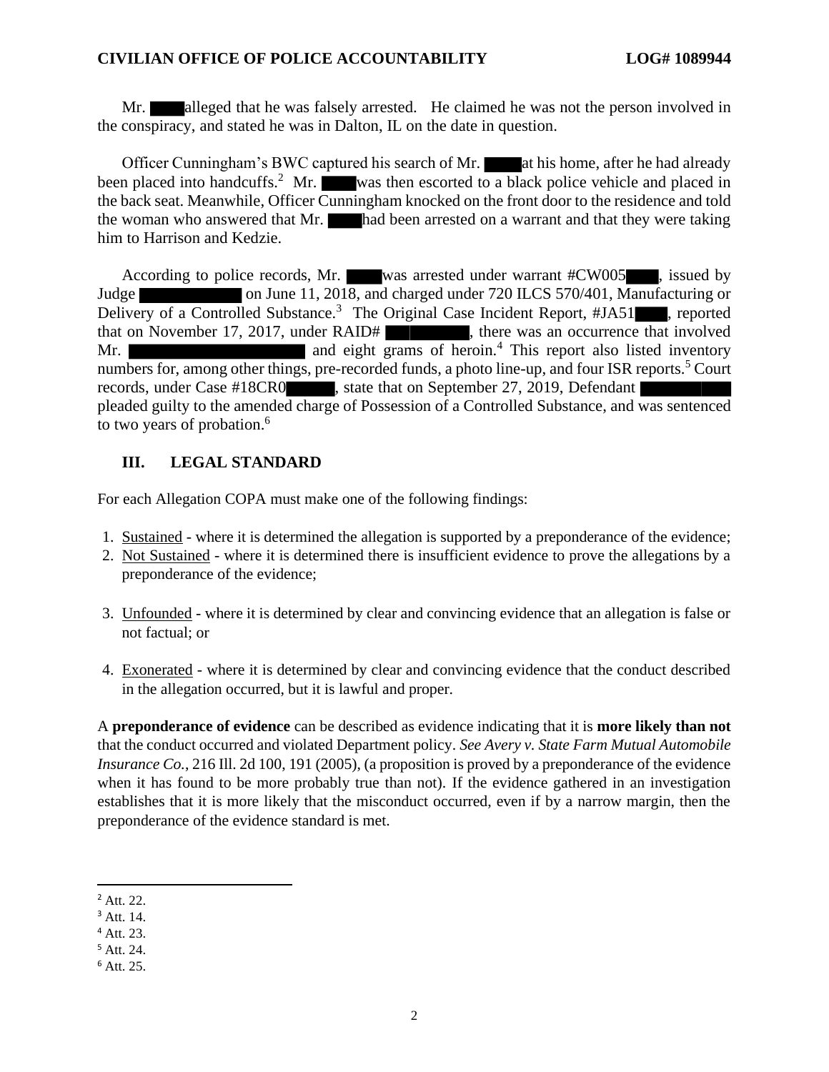Mr. ████ alleged that he was falsely arrested. He claimed he was not the person involved in the conspiracy, and stated he was in Dalton, IL on the date in question.

Officer Cunningham's BWC captured his search of Mr. ████ at his home, after he had already been placed into handcuffs.[2] Mr. ████ was then escorted to a black police vehicle and placed in the back seat. Meanwhile, Officer Cunningham knocked on the front door to the residence and told the woman who answered that Mr. ████ had been arrested on a warrant and that they were taking him to Harrison and Kedzie.

According to police records, Mr. ████ was arrested under warrant #CW005████, issued by Judge ████████████ on June 11, 2018, and charged under 720 ILCS 570/401, Manufacturing or Delivery of a Controlled Substance.[3] The Original Case Incident Report, #JA51████, reported that on November 17, 2017, under RAID# ████████, there was an occurrence that involved Mr. ████████████████████ and eight grams of heroin.[4] This report also listed inventory numbers for, among other things, pre-recorded funds, a photo line-up, and four ISR reports.[5] Court records, under Case #18CR0██████, state that on September 27, 2019, Defendant ██████████ pleaded guilty to the amended charge of Possession of a Controlled Substance, and was sentenced to two years of probation.[6]

## III. LEGAL STANDARD

For each Allegation COPA must make one of the following findings:

1. <u>Sustained</u> - where it is determined the allegation is supported by a preponderance of the evidence;
2. <u>Not Sustained</u> - where it is determined there is insufficient evidence to prove the allegations by a preponderance of the evidence;
3. <u>Unfounded</u> - where it is determined by clear and convincing evidence that an allegation is false or not factual; or
4. <u>Exonerated</u> - where it is determined by clear and convincing evidence that the conduct described in the allegation occurred, but it is lawful and proper.

A **preponderance of evidence** can be described as evidence indicating that it is **more likely than not** that the conduct occurred and violated Department policy. *See Avery v. State Farm Mutual Automobile Insurance Co.*, 216 Ill. 2d 100, 191 (2005), (a proposition is proved by a preponderance of the evidence when it has found to be more probably true than not). If the evidence gathered in an investigation establishes that it is more likely that the misconduct occurred, even if by a narrow margin, then the preponderance of the evidence standard is met.

---

[2] Att. 22.
[3] Att. 14.
[4] Att. 23.
[5] Att. 24.
[6] Att. 25.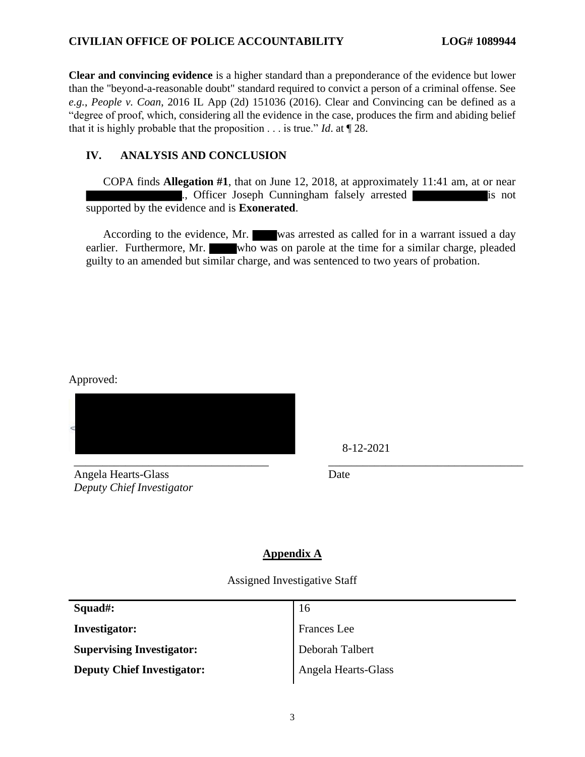**Clear and convincing evidence** is a higher standard than a preponderance of the evidence but lower than the "beyond-a-reasonable doubt" standard required to convict a person of a criminal offense. See *e.g.*, *People v. Coan*, 2016 IL App (2d) 151036 (2016). Clear and Convincing can be defined as a "degree of proof, which, considering all the evidence in the case, produces the firm and abiding belief that it is highly probable that the proposition . . . is true." *Id*. at ¶ 28.

## IV. ANALYSIS AND CONCLUSION

COPA finds **Allegation #1**, that on June 12, 2018, at approximately 11:41 am, at or near ., Officer Joseph Cunningham falsely arrested is not supported by the evidence and is **Exonerated**.

According to the evidence, Mr. was arrested as called for in a warrant issued a day earlier. Furthermore, Mr. who was on parole at the time for a similar charge, pleaded guilty to an amended but similar charge, and was sentenced to two years of probation.

Approved:

8-12-2021

Angela Hearts-Glass
*Deputy Chief Investigator*

Date

## Appendix A

Assigned Investigative Staff

| | |
|---|---|
| **Squad#:** | 16 |
| **Investigator:** | Frances Lee |
| **Supervising Investigator:** | Deborah Talbert |
| **Deputy Chief Investigator:** | Angela Hearts-Glass |